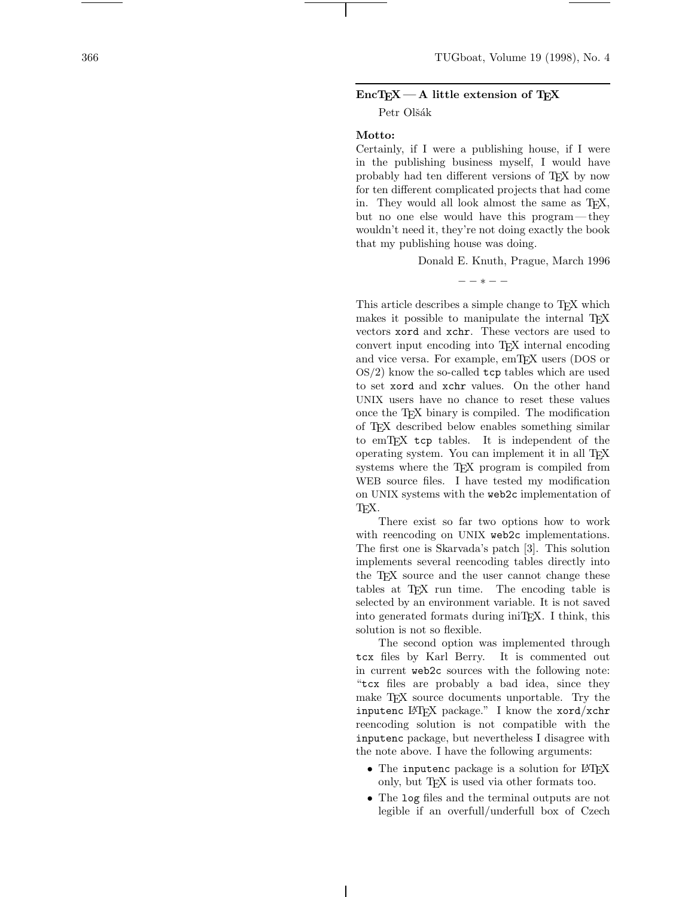## EncTEX — A little extension of TEX

Petr Olšák

**Motto:**

Certainly, if I were a publishing house, if I were in the publishing business myself, I would have probably had ten different versions of TEX by now for ten different complicated projects that had come in. They would all look almost the same as TEX, but no one else would have this program — they wouldn't need it, they're not doing exactly the book that my publishing house was doing.

Donald E. Knuth, Prague, March 1996

− − ∗ − −

This article describes a simple change to TEX which makes it possible to manipulate the internal TEX vectors `xord` and `xchr`. These vectors are used to convert input encoding into TEX internal encoding and vice versa. For example, emTEX users (DOS or OS/2) know the so-called `tcp` tables which are used to set `xord` and `xchr` values. On the other hand UNIX users have no chance to reset these values once the TEX binary is compiled. The modification of TEX described below enables something similar to emTEX `tcp` tables. It is independent of the operating system. You can implement it in all TEX systems where the TEX program is compiled from WEB source files. I have tested my modification on UNIX systems with the `web2c` implementation of TEX.

There exist so far two options how to work with reencoding on UNIX `web2c` implementations. The first one is Skarvada's patch [3]. This solution implements several reencoding tables directly into the TEX source and the user cannot change these tables at TEX run time. The encoding table is selected by an environment variable. It is not saved into generated formats during iniTEX. I think, this solution is not so flexible.

The second option was implemented through `tcx` files by Karl Berry. It is commented out in current `web2c` sources with the following note: "`tcx` files are probably a bad idea, since they make TEX source documents unportable. Try the `inputenc` LATEX package." I know the `xord`/`xchr` reencoding solution is not compatible with the `inputenc` package, but nevertheless I disagree with the note above. I have the following arguments:

- The `inputenc` package is a solution for LATEX only, but TEX is used via other formats too.
- The `log` files and the terminal outputs are not legible if an overfull/underfull box of Czech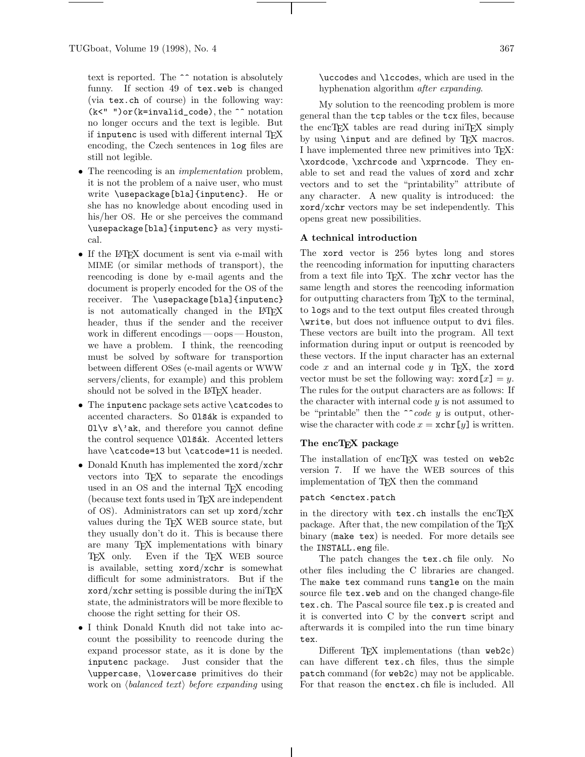text is reported. The `^^` notation is absolutely funny. If section 49 of `tex.web` is changed (via `tex.ch` of course) in the following way: `(k<" ")or(k=invalid_code)`, the `^^` notation no longer occurs and the text is legible. But if `inputenc` is used with different internal TeX encoding, the Czech sentences in `log` files are still not legible.

- The reencoding is an *implementation* problem, it is not the problem of a naive user, who must write `\usepackage[bla]{inputenc}`. He or she has no knowledge about encoding used in his/her OS. He or she perceives the command `\usepackage[bla]{inputenc}` as very mystical.
- If the LaTeX document is sent via e-mail with MIME (or similar methods of transport), the reencoding is done by e-mail agents and the document is properly encoded for the OS of the receiver. The `\usepackage[bla]{inputenc}` is not automatically changed in the LaTeX header, thus if the sender and the receiver work in different encodings — oops — Houston, we have a problem. I think, the reencoding must be solved by software for transportion between different OSes (e-mail agents or WWW servers/clients, for example) and this problem should not be solved in the LaTeX header.
- The `inputenc` package sets active `\catcode`s to accented characters. So `Olšák` is expanded to `Ol\v s\'ak`, and therefore you cannot define the control sequence `\Olšák`. Accented letters have `\catcode=13` but `\catcode=11` is needed.
- Donald Knuth has implemented the `xord`/`xchr` vectors into TeX to separate the encodings used in an OS and the internal TeX encoding (because text fonts used in TeX are independent of OS). Administrators can set up `xord`/`xchr` values during the TeX WEB source state, but they usually don't do it. This is because there are many TeX implementations with binary TeX only. Even if the TeX WEB source is available, setting `xord`/`xchr` is somewhat difficult for some administrators. But if the `xord`/`xchr` setting is possible during the iniTeX state, the administrators will be more flexible to choose the right setting for their OS.
- I think Donald Knuth did not take into account the possibility to reencode during the expand processor state, as it is done by the `inputenc` package. Just consider that the `\uppercase`, `\lowercase` primitives do their work on ⟨*balanced text*⟩ *before expanding* using `\uccode`s and `\lccode`s, which are used in the hyphenation algorithm *after expanding*.

My solution to the reencoding problem is more general than the `tcp` tables or the `tcx` files, because the encTeX tables are read during iniTeX simply by using `\input` and are defined by TeX macros. I have implemented three new primitives into TeX: `\xordcode`, `\xchrcode` and `\xprncode`. They enable to set and read the values of `xord` and `xchr` vectors and to set the "printability" attribute of any character. A new quality is introduced: the `xord`/`xchr` vectors may be set independently. This opens great new possibilities.

### A technical introduction

The `xord` vector is 256 bytes long and stores the reencoding information for inputting characters from a text file into TeX. The `xchr` vector has the same length and stores the reencoding information for outputting characters from TeX to the terminal, to `log`s and to the text output files created through `\write`, but does not influence output to `dvi` files. These vectors are built into the program. All text information during input or output is reencoded by these vectors. If the input character has an external code $x$ and an internal code $y$ in TeX, the `xord` vector must be set the following way: `xord`$[x] = y$. The rules for the output characters are as follows: If the character with internal code $y$ is not assumed to be "printable" then the `^^`*code* $y$ is output, otherwise the character with code $x =$ `xchr`$[y]$ is written.

### The encTeX package

The installation of encTeX was tested on `web2c` version 7. If we have the WEB sources of this implementation of TeX then the command

```
patch <enctex.patch
```

in the directory with `tex.ch` installs the encTeX package. After that, the new compilation of the TeX binary (`make tex`) is needed. For more details see the `INSTALL.eng` file.

The patch changes the `tex.ch` file only. No other files including the C libraries are changed. The `make tex` command runs `tangle` on the main source file `tex.web` and on the changed change-file `tex.ch`. The Pascal source file `tex.p` is created and it is converted into C by the `convert` script and afterwards it is compiled into the run time binary `tex`.

Different TeX implementations (than `web2c`) can have different `tex.ch` files, thus the simple `patch` command (for `web2c`) may not be applicable. For that reason the `enctex.ch` file is included. All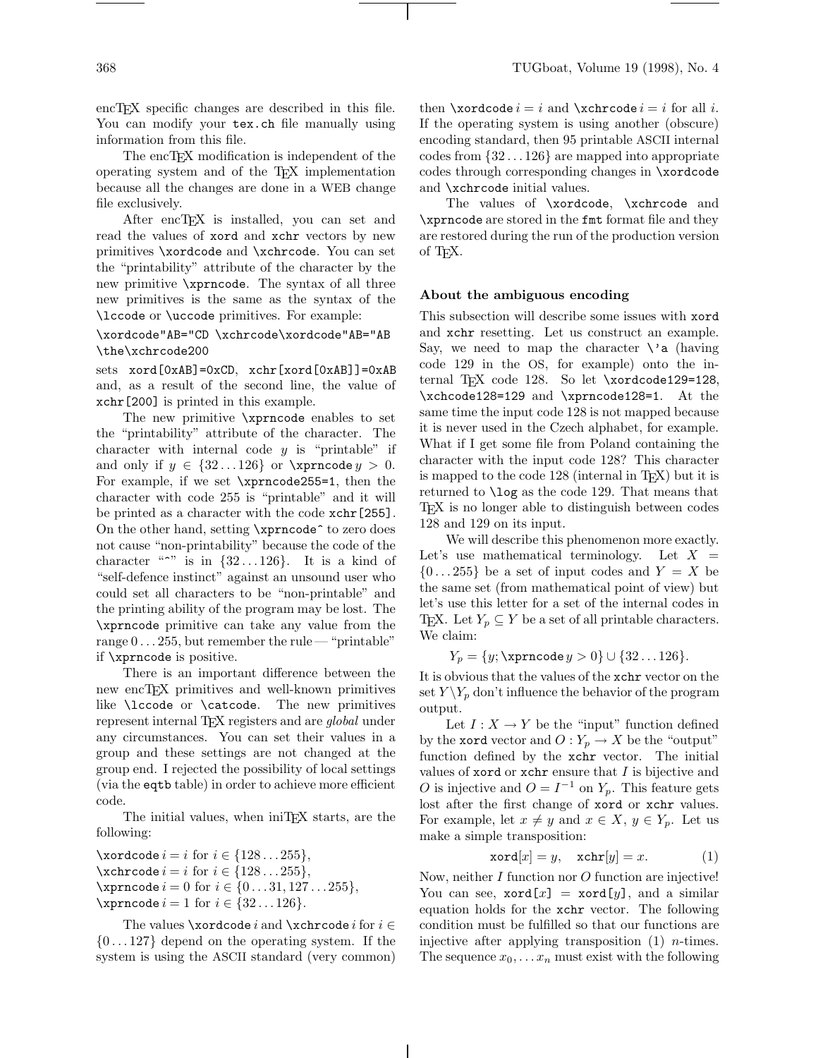encTeX specific changes are described in this file. You can modify your `tex.ch` file manually using information from this file.

The encTeX modification is independent of the operating system and of the TeX implementation because all the changes are done in a WEB change file exclusively.

After encTeX is installed, you can set and read the values of `xord` and `xchr` vectors by new primitives `\xordcode` and `\xchrcode`. You can set the "printability" attribute of the character by the new primitive `\xprncode`. The syntax of all three new primitives is the same as the syntax of the `\lccode` or `\uccode` primitives. For example:

```
\xordcode"AB="CD \xchrcode\xordcode"AB="AB
\the\xchrcode200
```

sets `xord[0xAB]=0xCD`, `xchr[xord[0xAB]]=0xAB` and, as a result of the second line, the value of `xchr[200]` is printed in this example.

The new primitive `\xprncode` enables to set the "printability" attribute of the character. The character with internal code $y$ is "printable" if and only if $y \in \{32 \ldots 126\}$ or `\xprncode` $y > 0$. For example, if we set `\xprncode255=1`, then the character with code 255 is "printable" and it will be printed as a character with the code `xchr[255]`. On the other hand, setting `\xprncode`^ to zero does not cause "non-printability" because the code of the character "^" is in $\{32 \ldots 126\}$. It is a kind of "self-defence instinct" against an unsound user who could set all characters to be "non-printable" and the printing ability of the program may be lost. The `\xprncode` primitive can take any value from the range $0 \ldots 255$, but remember the rule — "printable" if `\xprncode` is positive.

There is an important difference between the new encTeX primitives and well-known primitives like `\lccode` or `\catcode`. The new primitives represent internal TeX registers and are *global* under any circumstances. You can set their values in a group and these settings are not changed at the group end. I rejected the possibility of local settings (via the `eqtb` table) in order to achieve more efficient code.

The initial values, when iniTeX starts, are the following:

`\xordcode` $i = i$ for $i \in \{128 \ldots 255\}$,
`\xchrcode` $i = i$ for $i \in \{128 \ldots 255\}$,
`\xprncode` $i = 0$ for $i \in \{0 \ldots 31, 127 \ldots 255\}$,
`\xprncode` $i = 1$ for $i \in \{32 \ldots 126\}$.

The values `\xordcode` $i$ and `\xchrcode` $i$ for $i \in \{0 \ldots 127\}$ depend on the operating system. If the system is using the ASCII standard (very common) then `\xordcode` $i = i$ and `\xchrcode` $i = i$ for all $i$. If the operating system is using another (obscure) encoding standard, then 95 printable ASCII internal codes from $\{32 \ldots 126\}$ are mapped into appropriate codes through corresponding changes in `\xordcode` and `\xchrcode` initial values.

The values of `\xordcode`, `\xchrcode` and `\xprncode` are stored in the `fmt` format file and they are restored during the run of the production version of TeX.

### About the ambiguous encoding

This subsection will describe some issues with `xord` and `xchr` resetting. Let us construct an example. Say, we need to map the character `\'a` (having code 129 in the OS, for example) onto the internal TeX code 128. So let `\xordcode129=128`, `\xchcode128=129` and `\xprncode128=1`. At the same time the input code 128 is not mapped because it is never used in the Czech alphabet, for example. What if I get some file from Poland containing the character with the input code 128? This character is mapped to the code 128 (internal in TeX) but it is returned to `\log` as the code 129. That means that TeX is no longer able to distinguish between codes 128 and 129 on its input.

We will describe this phenomenon more exactly. Let's use mathematical terminology. Let $X = \{0 \ldots 255\}$ be a set of input codes and $Y = X$ be the same set (from mathematical point of view) but let's use this letter for a set of the internal codes in TeX. Let $Y_p \subseteq Y$ be a set of all printable characters. We claim:

$$Y_p = \{y; \texttt{\textbackslash xprncode}\, y > 0\} \cup \{32 \ldots 126\}.$$

It is obvious that the values of the `xchr` vector on the set $Y \setminus Y_p$ don't influence the behavior of the program output.

Let $I : X \to Y$ be the "input" function defined by the `xord` vector and $O : Y_p \to X$ be the "output" function defined by the `xchr` vector. The initial values of `xord` or `xchr` ensure that $I$ is bijective and $O$ is injective and $O = I^{-1}$ on $Y_p$. This feature gets lost after the first change of `xord` or `xchr` values. For example, let $x \neq y$ and $x \in X$, $y \in Y_p$. Let us make a simple transposition:

$$\texttt{xord}[x] = y, \quad \texttt{xchr}[y] = x. \qquad (1)$$

Now, neither $I$ function nor $O$ function are injective! You can see, `xord[x] = xord[y]`, and a similar equation holds for the `xchr` vector. The following condition must be fulfilled so that our functions are injective after applying transposition (1) $n$-times. The sequence $x_0, \ldots x_n$ must exist with the following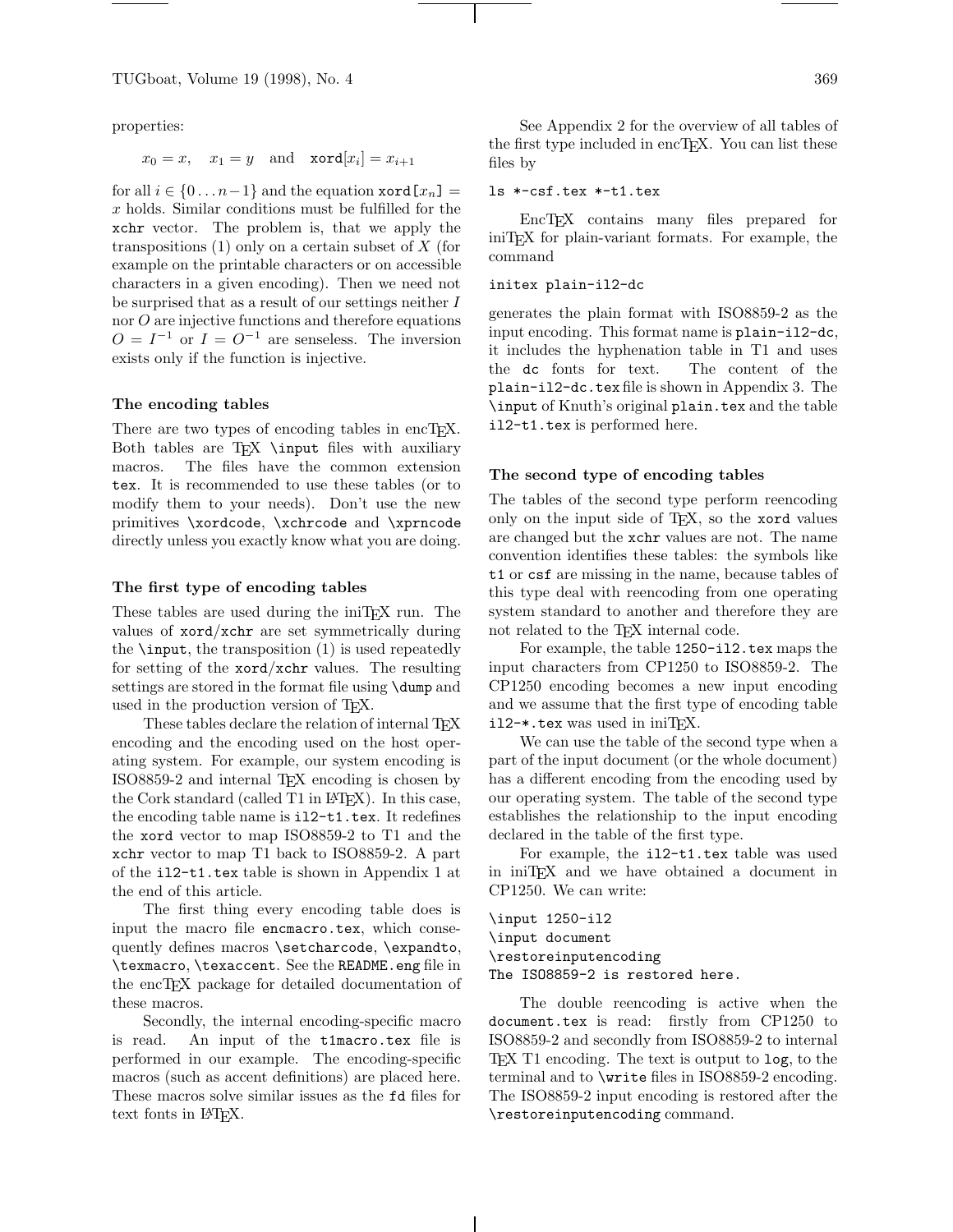properties:

$$x_0 = x, \quad x_1 = y \quad \text{and} \quad \texttt{xord}[x_i] = x_{i+1}$$

for all $i \in \{0 \dots n-1\}$ and the equation $\texttt{xord[}x_n\texttt{]} = x$ holds. Similar conditions must be fulfilled for the `xchr` vector. The problem is, that we apply the transpositions (1) only on a certain subset of $X$ (for example on the printable characters or on accessible characters in a given encoding). Then we need not be surprised that as a result of our settings neither $I$ nor $O$ are injective functions and therefore equations $O = I^{-1}$ or $I = O^{-1}$ are senseless. The inversion exists only if the function is injective.

### The encoding tables

There are two types of encoding tables in encTEX. Both tables are TEX `\input` files with auxiliary macros. The files have the common extension `tex`. It is recommended to use these tables (or to modify them to your needs). Don't use the new primitives `\xordcode`, `\xchrcode` and `\xprncode` directly unless you exactly know what you are doing.

### The first type of encoding tables

These tables are used during the iniTEX run. The values of `xord`/`xchr` are set symmetrically during the `\input`, the transposition (1) is used repeatedly for setting of the `xord`/`xchr` values. The resulting settings are stored in the format file using `\dump` and used in the production version of TEX.

These tables declare the relation of internal TEX encoding and the encoding used on the host operating system. For example, our system encoding is ISO8859-2 and internal TEX encoding is chosen by the Cork standard (called T1 in LATEX). In this case, the encoding table name is `il2-t1.tex`. It redefines the `xord` vector to map ISO8859-2 to T1 and the `xchr` vector to map T1 back to ISO8859-2. A part of the `il2-t1.tex` table is shown in Appendix 1 at the end of this article.

The first thing every encoding table does is input the macro file `encmacro.tex`, which consequently defines macros `\setcharcode`, `\expandto`, `\texmacro`, `\texaccent`. See the `README.eng` file in the encTEX package for detailed documentation of these macros.

Secondly, the internal encoding-specific macro is read. An input of the `t1macro.tex` file is performed in our example. The encoding-specific macros (such as accent definitions) are placed here. These macros solve similar issues as the `fd` files for text fonts in LATEX.

See Appendix 2 for the overview of all tables of the first type included in encTEX. You can list these files by

```
ls *-csf.tex *-t1.tex
```

EncTEX contains many files prepared for iniTEX for plain-variant formats. For example, the command

```
initex plain-il2-dc
```

generates the plain format with ISO8859-2 as the input encoding. This format name is `plain-il2-dc`, it includes the hyphenation table in T1 and uses the `dc` fonts for text. The content of the `plain-il2-dc.tex` file is shown in Appendix 3. The `\input` of Knuth's original `plain.tex` and the table `il2-t1.tex` is performed here.

### The second type of encoding tables

The tables of the second type perform reencoding only on the input side of TEX, so the `xord` values are changed but the `xchr` values are not. The name convention identifies these tables: the symbols like `t1` or `csf` are missing in the name, because tables of this type deal with reencoding from one operating system standard to another and therefore they are not related to the TEX internal code.

For example, the table `1250-il2.tex` maps the input characters from CP1250 to ISO8859-2. The CP1250 encoding becomes a new input encoding and we assume that the first type of encoding table `il2-*.tex` was used in iniTEX.

We can use the table of the second type when a part of the input document (or the whole document) has a different encoding from the encoding used by our operating system. The table of the second type establishes the relationship to the input encoding declared in the table of the first type.

For example, the `il2-t1.tex` table was used in iniTEX and we have obtained a document in CP1250. We can write:

```
\input 1250-il2
\input document
\restoreinputencoding
The ISO8859-2 is restored here.
```

The double reencoding is active when the `document.tex` is read: firstly from CP1250 to ISO8859-2 and secondly from ISO8859-2 to internal TEX T1 encoding. The text is output to `log`, to the terminal and to `\write` files in ISO8859-2 encoding. The ISO8859-2 input encoding is restored after the `\restoreinputencoding` command.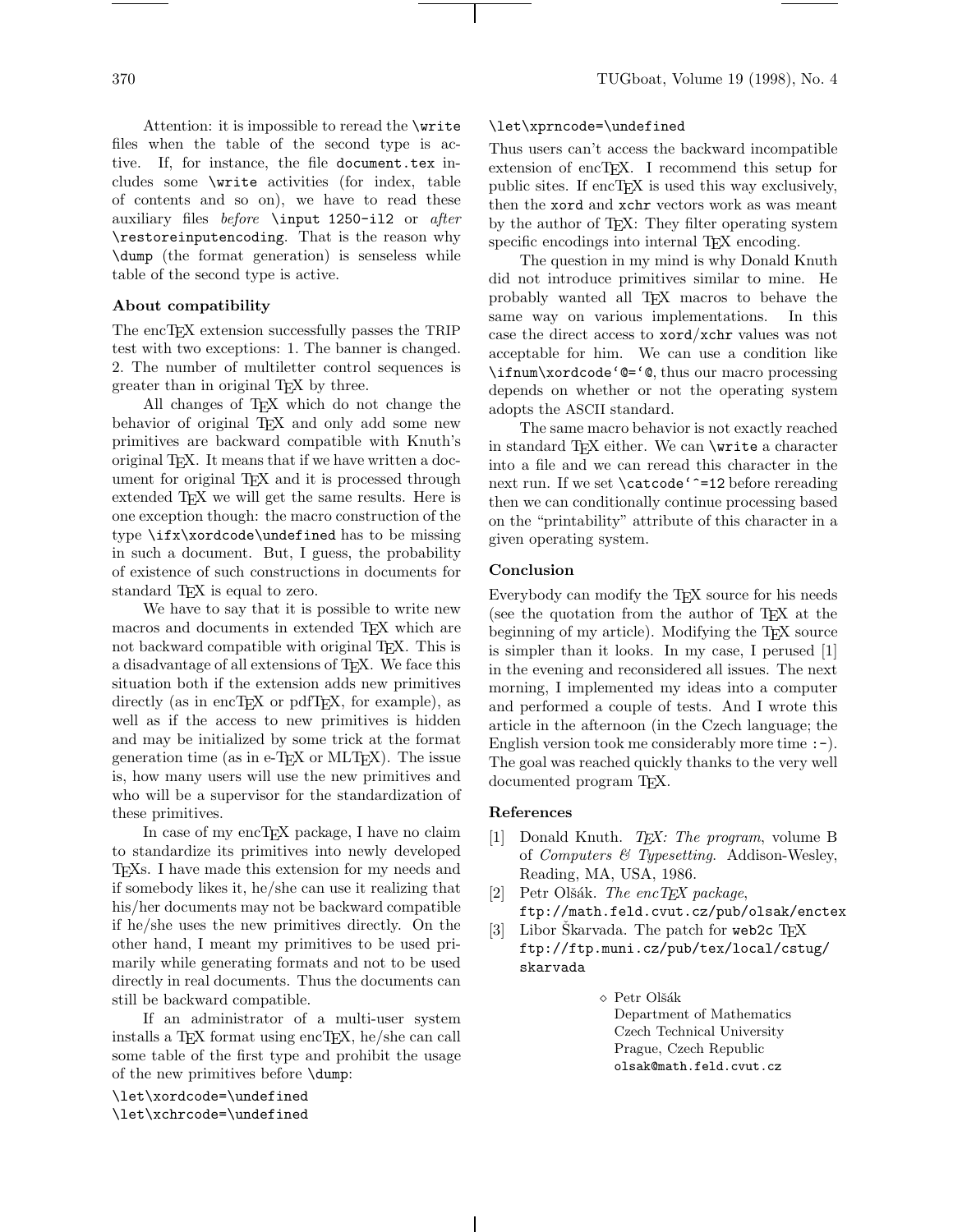Attention: it is impossible to reread the `\write` files when the table of the second type is active. If, for instance, the file `document.tex` includes some `\write` activities (for index, table of contents and so on), we have to read these auxiliary files *before* `\input 1250-il2` or *after* `\restoreinputencoding`. That is the reason why `\dump` (the format generation) is senseless while table of the second type is active.

### About compatibility

The encTeX extension successfully passes the TRIP test with two exceptions: 1. The banner is changed. 2. The number of multiletter control sequences is greater than in original TeX by three.

All changes of TeX which do not change the behavior of original TeX and only add some new primitives are backward compatible with Knuth's original TeX. It means that if we have written a document for original TeX and it is processed through extended TeX we will get the same results. Here is one exception though: the macro construction of the type `\ifx\xordcode\undefined` has to be missing in such a document. But, I guess, the probability of existence of such constructions in documents for standard TeX is equal to zero.

We have to say that it is possible to write new macros and documents in extended TeX which are not backward compatible with original TeX. This is a disadvantage of all extensions of TeX. We face this situation both if the extension adds new primitives directly (as in encTeX or pdfTeX, for example), as well as if the access to new primitives is hidden and may be initialized by some trick at the format generation time (as in e-TeX or MLTeX). The issue is, how many users will use the new primitives and who will be a supervisor for the standardization of these primitives.

In case of my encTeX package, I have no claim to standardize its primitives into newly developed TeXs. I have made this extension for my needs and if somebody likes it, he/she can use it realizing that his/her documents may not be backward compatible if he/she uses the new primitives directly. On the other hand, I meant my primitives to be used primarily while generating formats and not to be used directly in real documents. Thus the documents can still be backward compatible.

If an administrator of a multi-user system installs a TeX format using encTeX, he/she can call some table of the first type and prohibit the usage of the new primitives before `\dump`:

```
\let\xordcode=\undefined
\let\xchrcode=\undefined
\let\xprncode=\undefined
```

Thus users can't access the backward incompatible extension of encTeX. I recommend this setup for public sites. If encTeX is used this way exclusively, then the `xord` and `xchr` vectors work as was meant by the author of TeX: They filter operating system specific encodings into internal TeX encoding.

The question in my mind is why Donald Knuth did not introduce primitives similar to mine. He probably wanted all TeX macros to behave the same way on various implementations. In this case the direct access to `xord`/`xchr` values was not acceptable for him. We can use a condition like ``\ifnum\xordcode`@=`@``, thus our macro processing depends on whether or not the operating system adopts the ASCII standard.

The same macro behavior is not exactly reached in standard TeX either. We can `\write` a character into a file and we can reread this character in the next run. If we set ``\catcode`^=12`` before rereading then we can conditionally continue processing based on the "printability" attribute of this character in a given operating system.

### Conclusion

Everybody can modify the TeX source for his needs (see the quotation from the author of TeX at the beginning of my article). Modifying the TeX source is simpler than it looks. In my case, I perused [1] in the evening and reconsidered all issues. The next morning, I implemented my ideas into a computer and performed a couple of tests. And I wrote this article in the afternoon (in the Czech language; the English version took me considerably more time `:-)`. The goal was reached quickly thanks to the very well documented program TeX.

### References

[1] Donald Knuth. *TeX: The program*, volume B of *Computers & Typesetting*. Addison-Wesley, Reading, MA, USA, 1986.

[2] Petr Olšák. *The encTeX package*, `ftp://math.feld.cvut.cz/pub/olsak/enctex`

[3] Libor Škarvada. The patch for `web2c` TeX `ftp://ftp.muni.cz/pub/tex/local/cstug/skarvada`

◇ Petr Olšák
Department of Mathematics
Czech Technical University
Prague, Czech Republic
`olsak@math.feld.cvut.cz`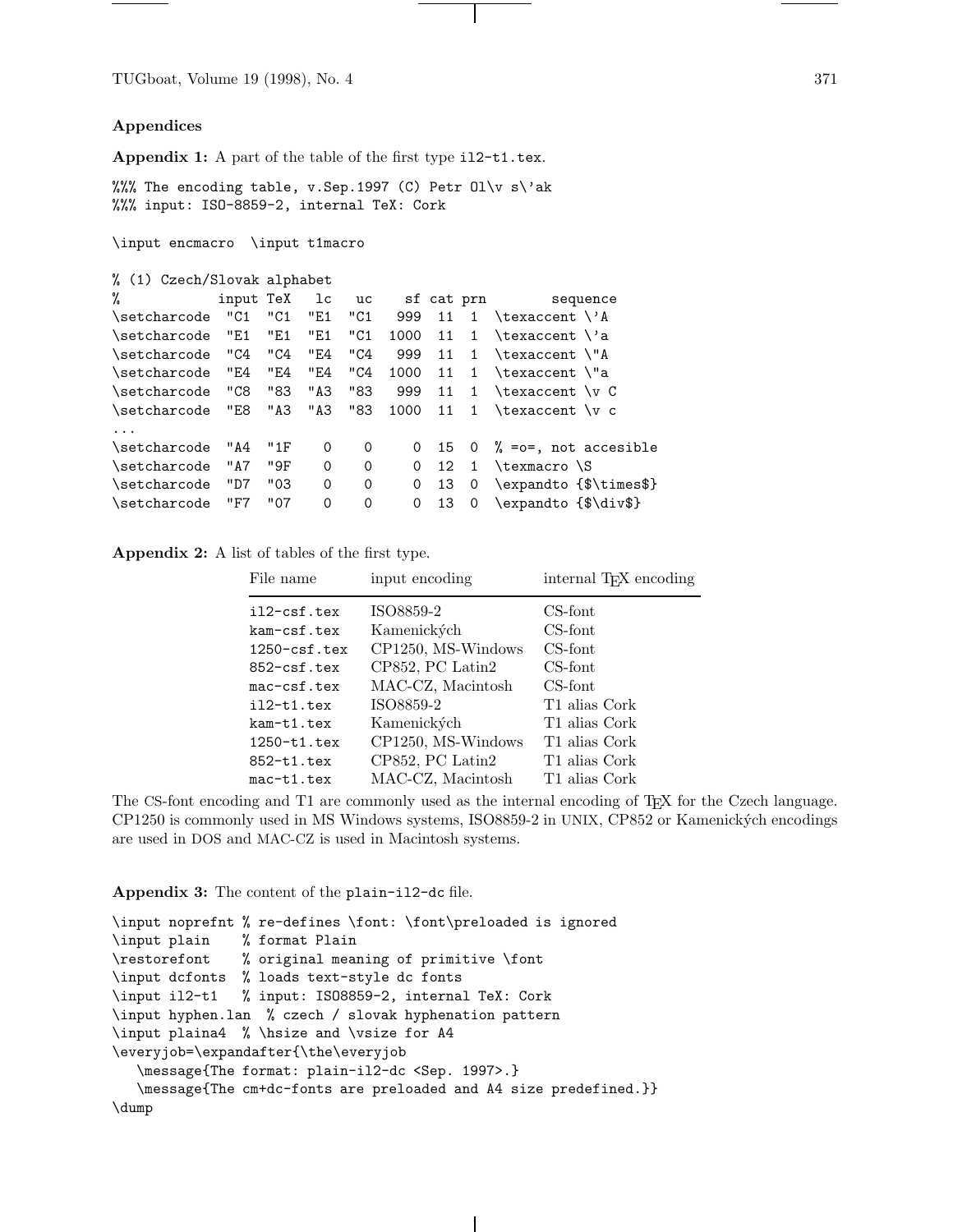### Appendices

**Appendix 1:** A part of the table of the first type `il2-t1.tex`.

```
%%% The encoding table, v.Sep.1997 (C) Petr Ol\v s\'ak
%%% input: ISO-8859-2, internal TeX: Cork

\input encmacro  \input t1macro

% (1) Czech/Slovak alphabet
%           input TeX   lc   uc    sf cat prn       sequence
\setcharcode  "C1  "C1  "E1  "C1   999  11  1  \texaccent \'A
\setcharcode  "E1  "E1  "E1  "C1  1000  11  1  \texaccent \'a
\setcharcode  "C4  "C4  "E4  "C4   999  11  1  \texaccent \"A
\setcharcode  "E4  "E4  "E4  "C4  1000  11  1  \texaccent \"a
\setcharcode  "C8  "83  "A3  "83   999  11  1  \texaccent \v C
\setcharcode  "E8  "A3  "A3  "83  1000  11  1  \texaccent \v c
...
\setcharcode  "A4  "1F    0    0     0  15  0  % =o=, not accesible
\setcharcode  "A7  "9F    0    0     0  12  1  \texmacro \S
\setcharcode  "D7  "03    0    0     0  13  0  \expandto {$\times$}
\setcharcode  "F7  "07    0    0     0  13  0  \expandto {$\div$}
```

**Appendix 2:** A list of tables of the first type.

| File name | input encoding | internal TeX encoding |
|---|---|---|
| `il2-csf.tex` | ISO8859-2 | CS-font |
| `kam-csf.tex` | Kamenických | CS-font |
| `1250-csf.tex` | CP1250, MS-Windows | CS-font |
| `852-csf.tex` | CP852, PC Latin2 | CS-font |
| `mac-csf.tex` | MAC-CZ, Macintosh | CS-font |
| `il2-t1.tex` | ISO8859-2 | T1 alias Cork |
| `kam-t1.tex` | Kamenických | T1 alias Cork |
| `1250-t1.tex` | CP1250, MS-Windows | T1 alias Cork |
| `852-t1.tex` | CP852, PC Latin2 | T1 alias Cork |
| `mac-t1.tex` | MAC-CZ, Macintosh | T1 alias Cork |

The CS-font encoding and T1 are commonly used as the internal encoding of TeX for the Czech language. CP1250 is commonly used in MS Windows systems, ISO8859-2 in UNIX, CP852 or Kamenických encodings are used in DOS and MAC-CZ is used in Macintosh systems.

**Appendix 3:** The content of the `plain-il2-dc` file.

```
\input noprefnt % re-defines \font: \font\preloaded is ignored
\input plain    % format Plain
\restorefont    % original meaning of primitive \font
\input dcfonts  % loads text-style dc fonts
\input il2-t1   % input: ISO8859-2, internal TeX: Cork
\input hyphen.lan  % czech / slovak hyphenation pattern
\input plaina4  % \hsize and \vsize for A4
\everyjob=\expandafter{\the\everyjob
   \message{The format: plain-il2-dc <Sep. 1997>.}
   \message{The cm+dc-fonts are preloaded and A4 size predefined.}}
\dump
```